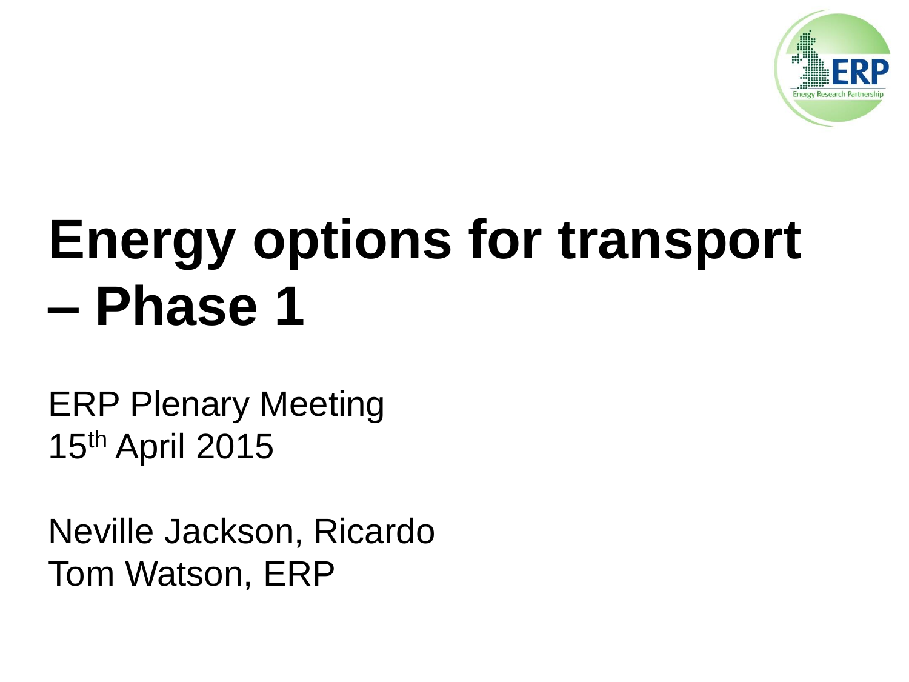# Energy options for transport – Phase 1

ERP Plenary Meeting
15th April 2015

Neville Jackson, Ricardo
Tom Watson, ERP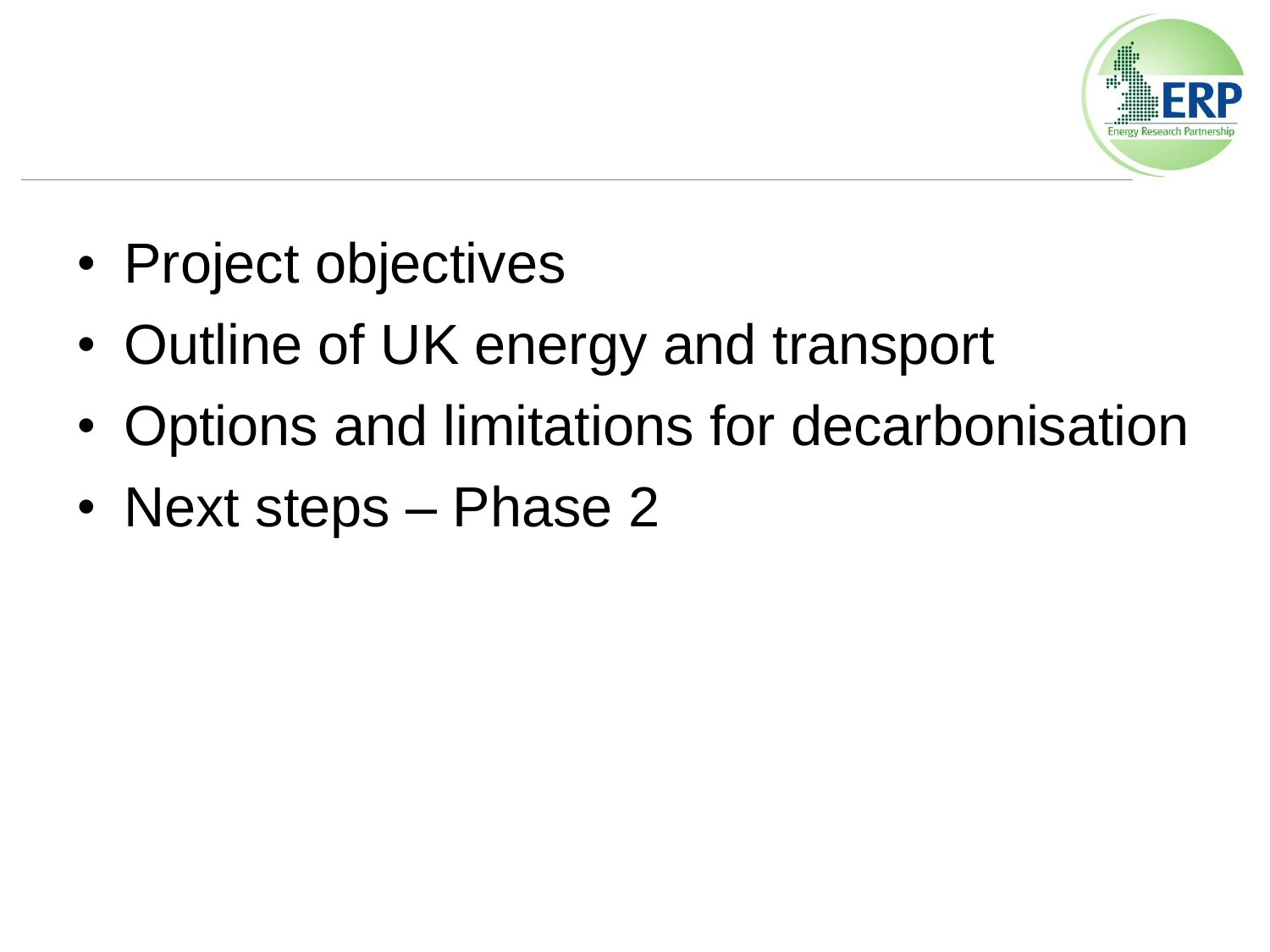- Project objectives
- Outline of UK energy and transport
- Options and limitations for decarbonisation
- Next steps – Phase 2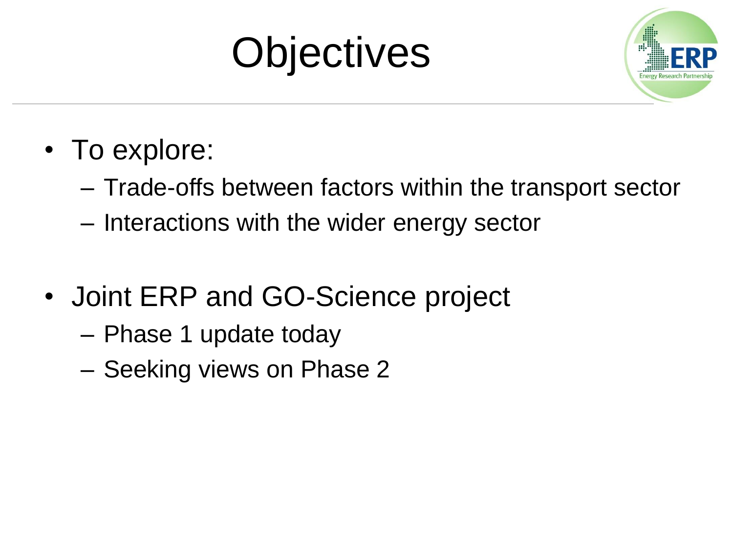# Objectives

- To explore:
  - Trade-offs between factors within the transport sector
  - Interactions with the wider energy sector

- Joint ERP and GO-Science project
  - Phase 1 update today
  - Seeking views on Phase 2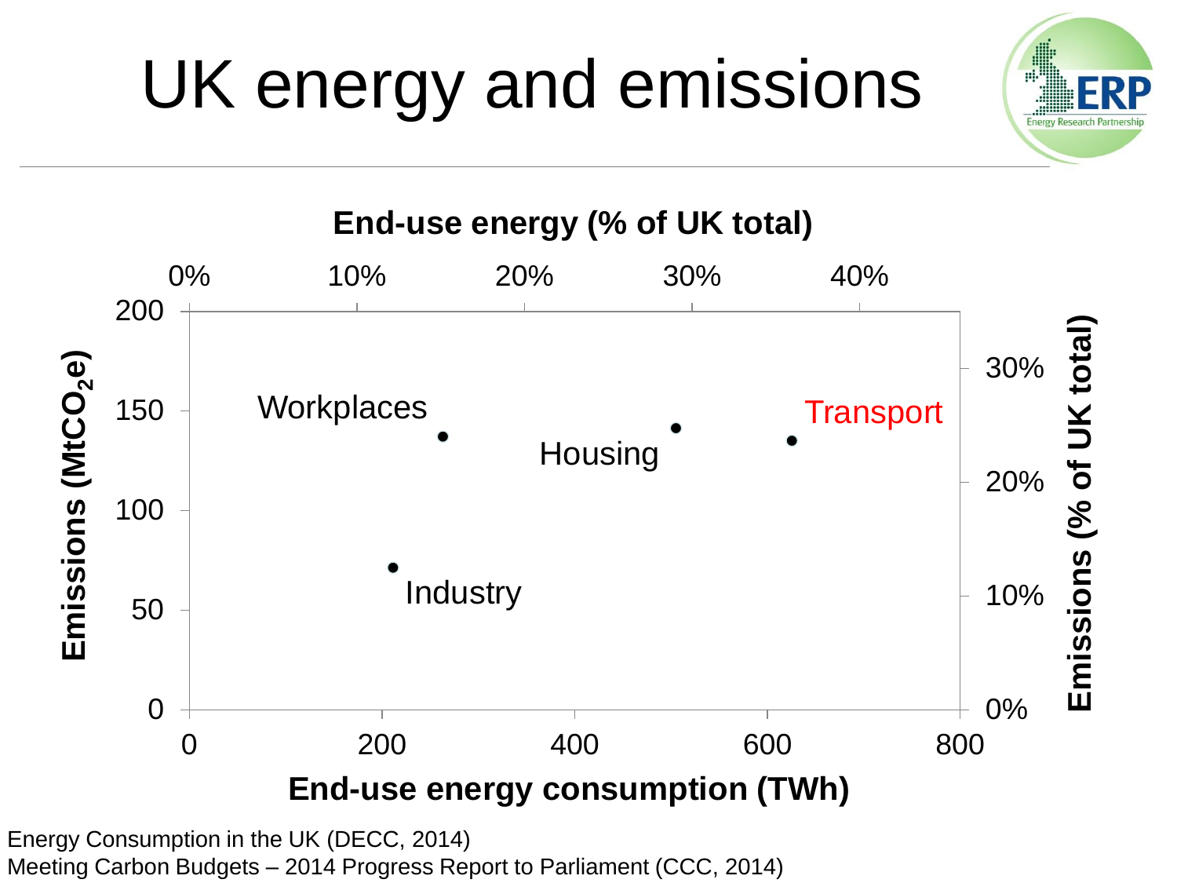# UK energy and emissions

End-use energy (% of UK total)

0% 10% 20% 30% 40%

Emissions ($MtCO_2e$)

200 150 100 50 0

Workplaces

Housing

Transport

Industry

30% 20% 10% 0%

Emissions (% of UK total)

0 200 400 600 800

End-use energy consumption (TWh)

Energy Consumption in the UK (DECC, 2014)
Meeting Carbon Budgets – 2014 Progress Report to Parliament (CCC, 2014)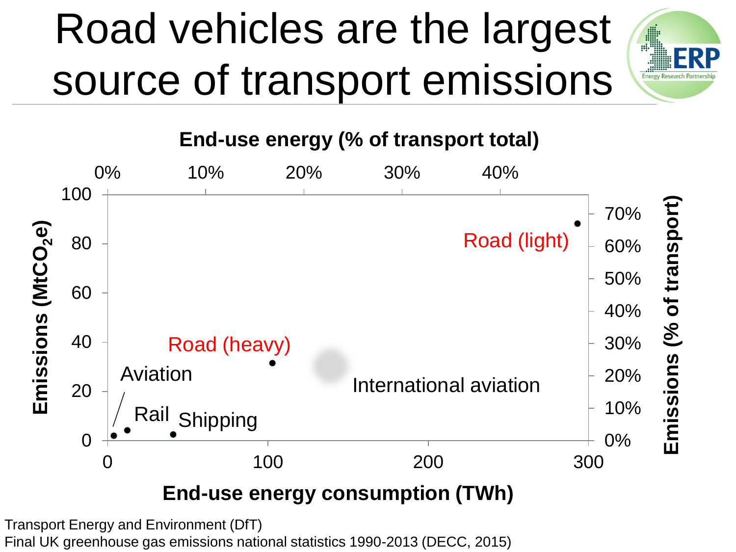# Road vehicles are the largest source of transport emissions

End-use energy (% of transport total)

0% 10% 20% 30% 40%

Emissions ($MtCO_2e$)

100
80
60
40
20
0

Road (light)

Road (heavy)

Aviation

International aviation

Rail

Shipping

0 100 200 300

End-use energy consumption (TWh)

Emissions (% of transport)

70% 60% 50% 40% 30% 20% 10% 0%

Transport Energy and Environment (DfT)
Final UK greenhouse gas emissions national statistics 1990-2013 (DECC, 2015)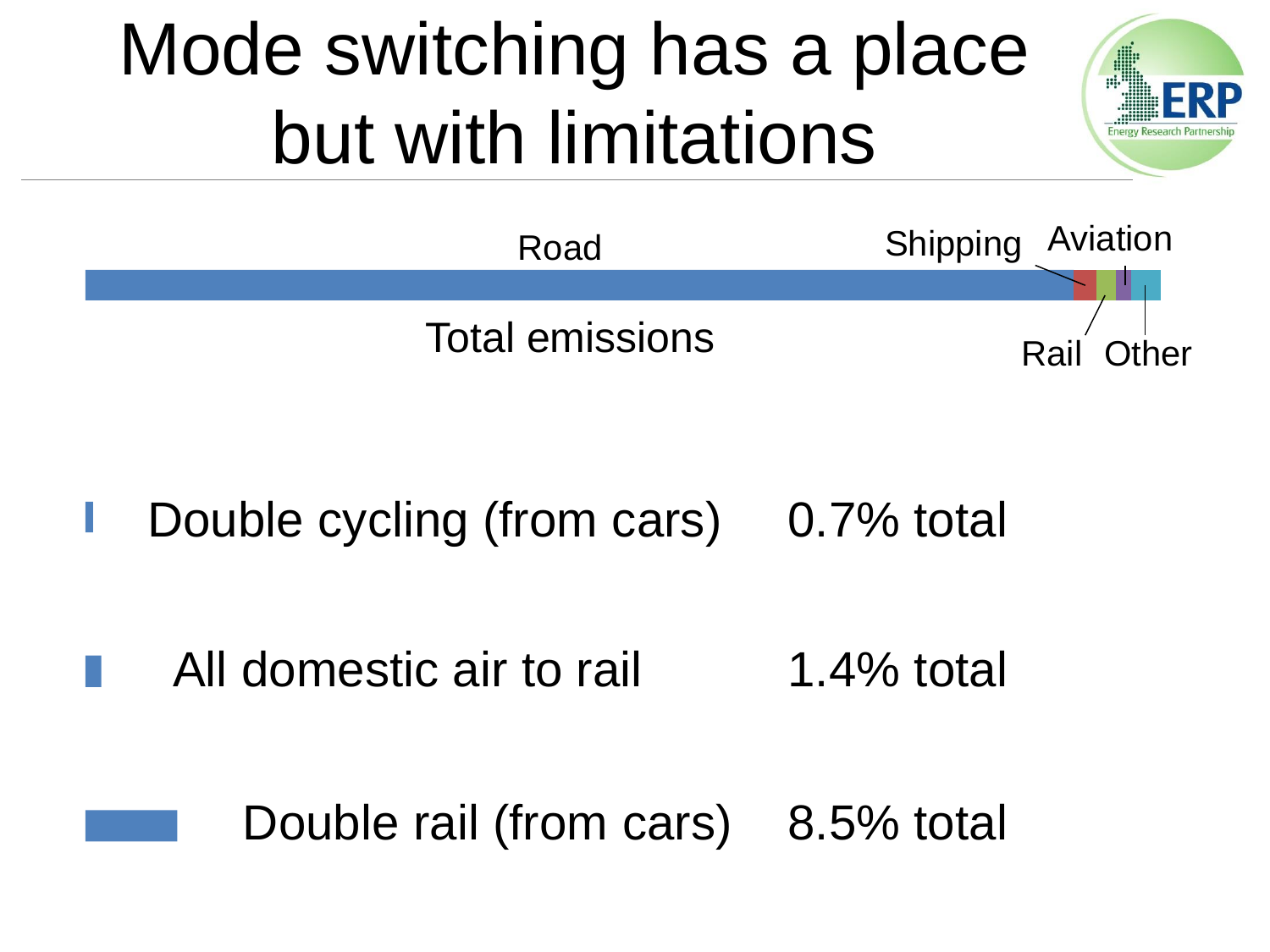# Mode switching has a place but with limitations

Road | Shipping | Aviation | Rail | Other

Total emissions

| | |
|---|---|
| Double cycling (from cars) | 0.7% total |
| All domestic air to rail | 1.4% total |
| Double rail (from cars) | 8.5% total |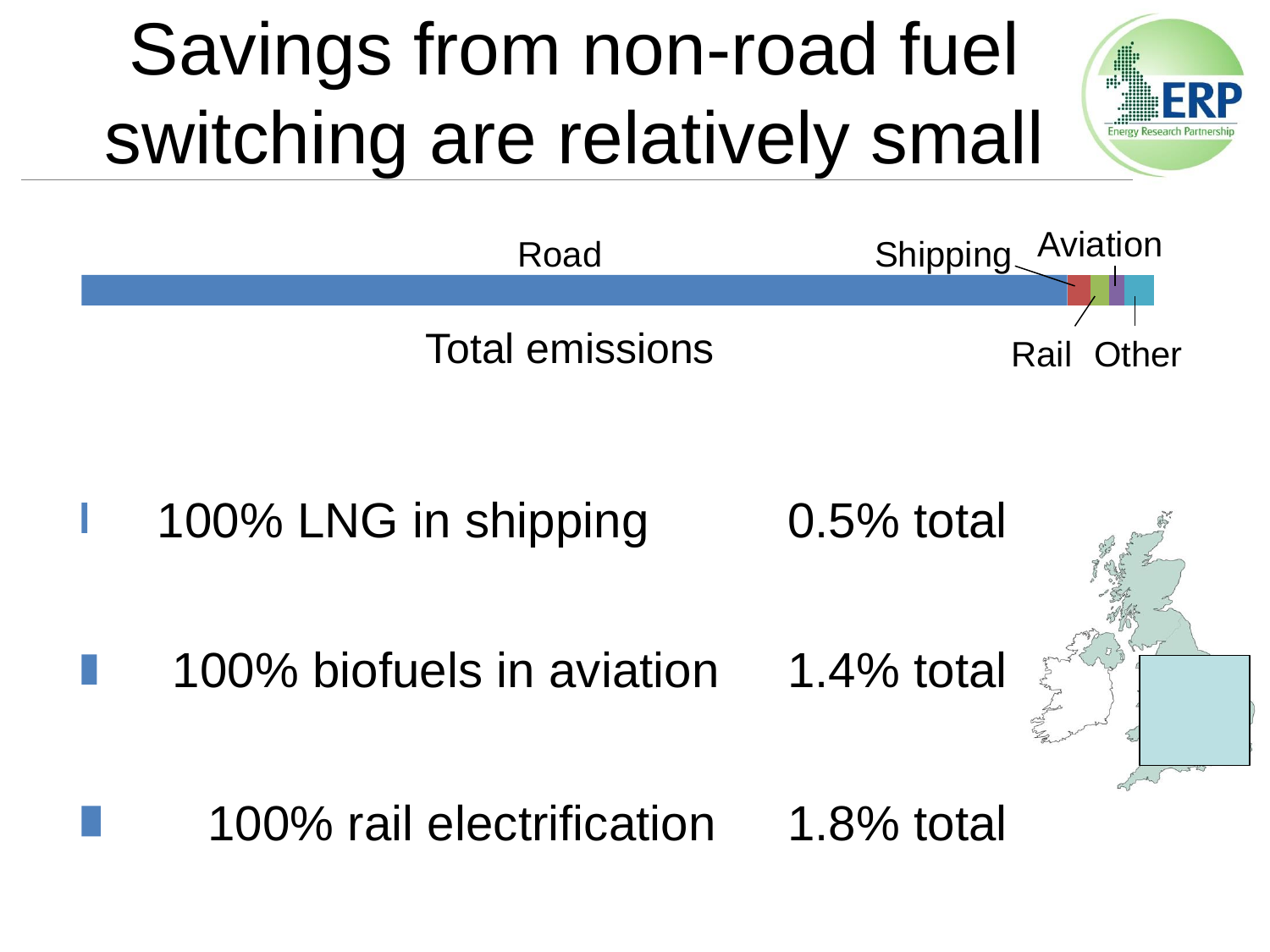# Savings from non-road fuel switching are relatively small

Road | Shipping | Aviation | Rail | Other

Total emissions

- 100% LNG in shipping 0.5% total
- 100% biofuels in aviation 1.4% total
- 100% rail electrification 1.8% total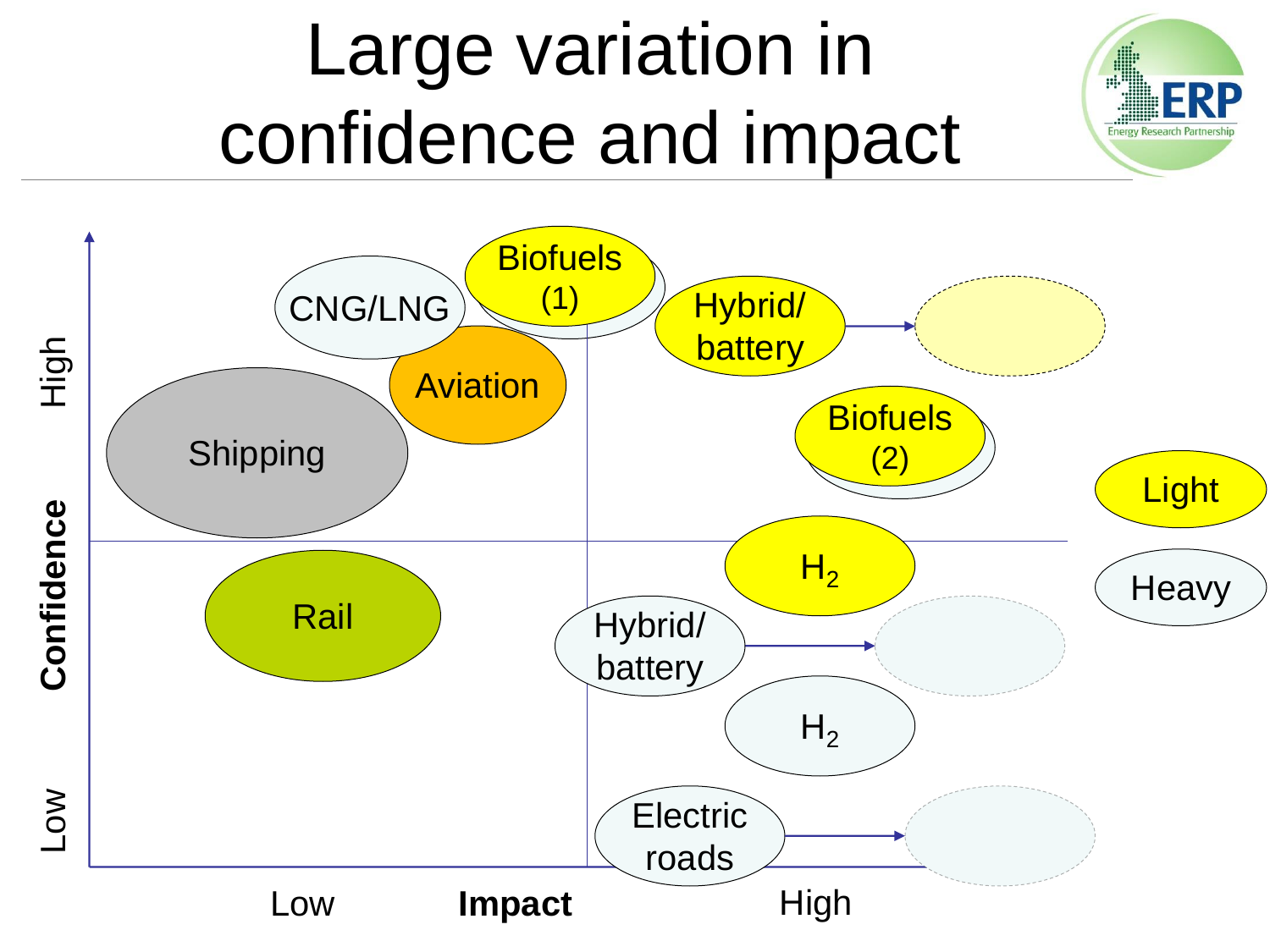# Large variation in confidence and impact

Confidence: High / Low

Impact: Low / High

- CNG/LNG
- Biofuels (1)
- Hybrid/ battery
- Aviation
- Shipping
- Biofuels (2)
- Light
- $H_2$
- Heavy
- Rail
- Hybrid/ battery
- $H_2$
- Electric roads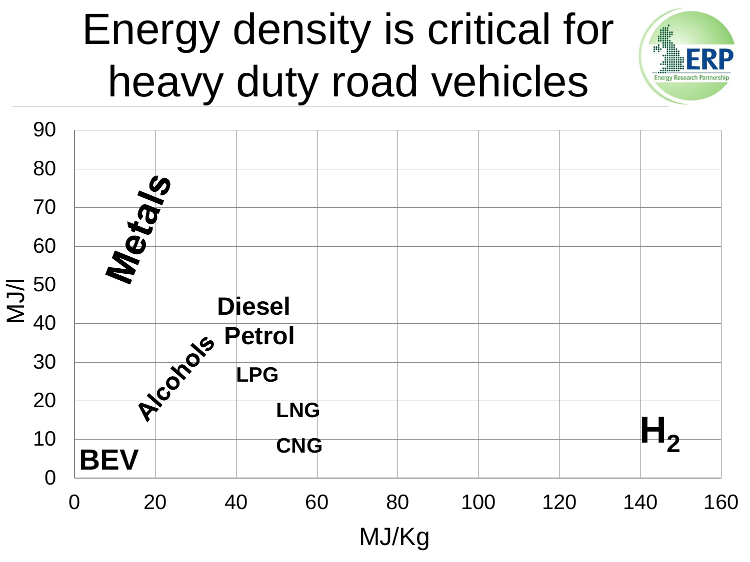# Energy density is critical for heavy duty road vehicles

ERP Energy Research Partnership

MJ/l (y-axis: 0–90) vs MJ/Kg (x-axis: 0–160)

- Metals
- Diesel
- Petrol
- Alcohols
- LPG
- LNG
- CNG
- BEV
- $H_2$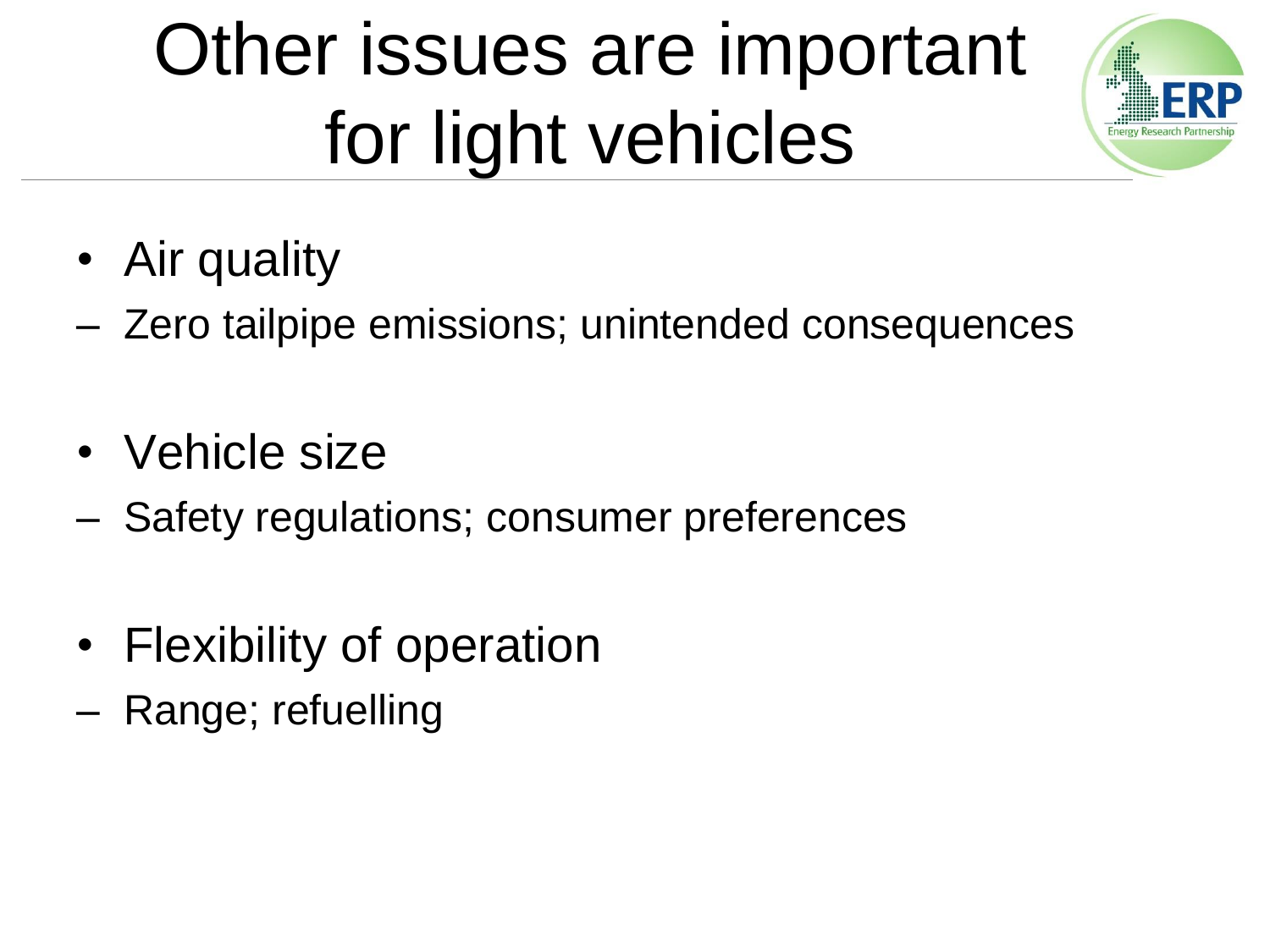# Other issues are important for light vehicles

- Air quality
  - Zero tailpipe emissions; unintended consequences
- Vehicle size
  - Safety regulations; consumer preferences
- Flexibility of operation
  - Range; refuelling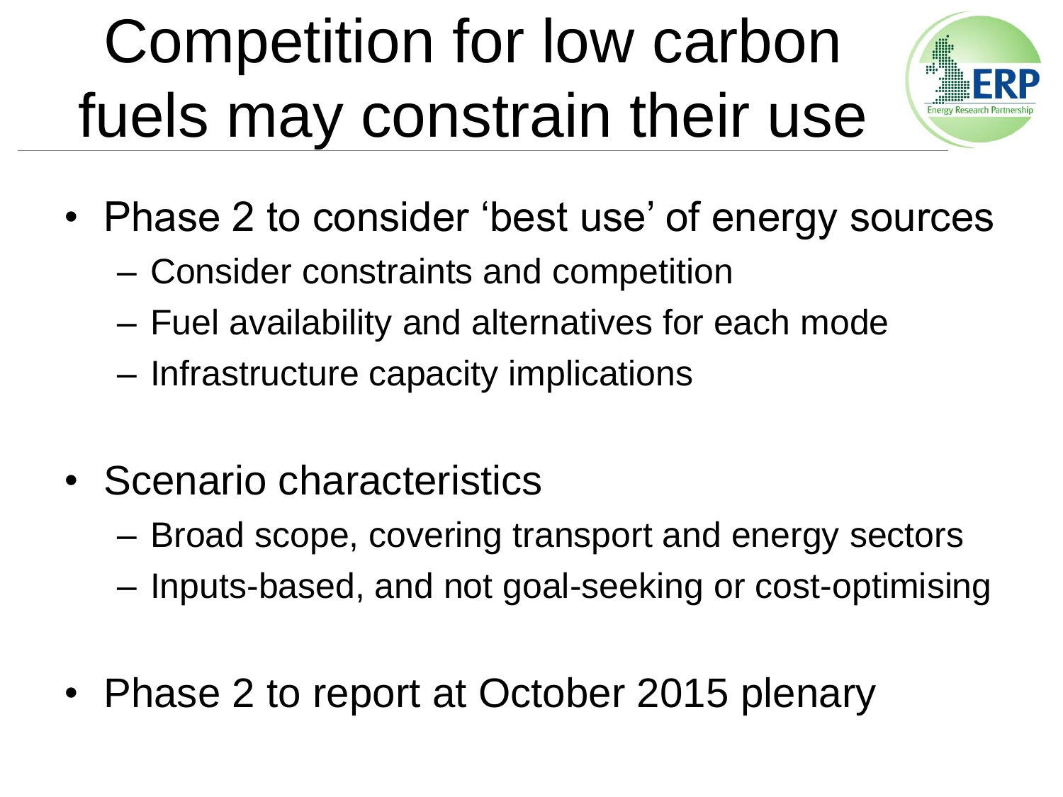# Competition for low carbon fuels may constrain their use

- Phase 2 to consider 'best use' of energy sources
  - Consider constraints and competition
  - Fuel availability and alternatives for each mode
  - Infrastructure capacity implications
- Scenario characteristics
  - Broad scope, covering transport and energy sectors
  - Inputs-based, and not goal-seeking or cost-optimising
- Phase 2 to report at October 2015 plenary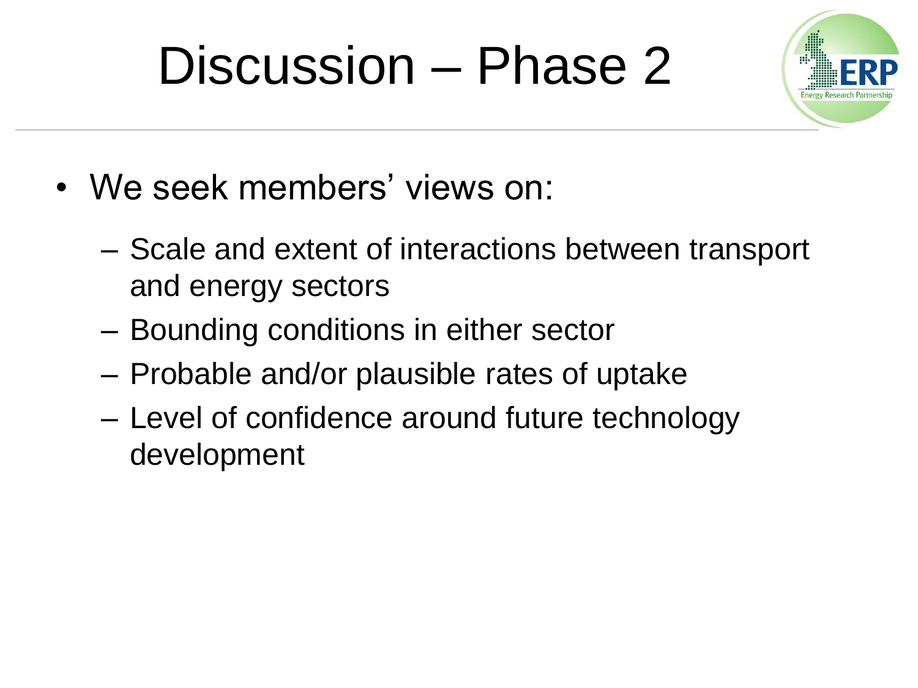# Discussion – Phase 2

- We seek members' views on:
  - Scale and extent of interactions between transport and energy sectors
  - Bounding conditions in either sector
  - Probable and/or plausible rates of uptake
  - Level of confidence around future technology development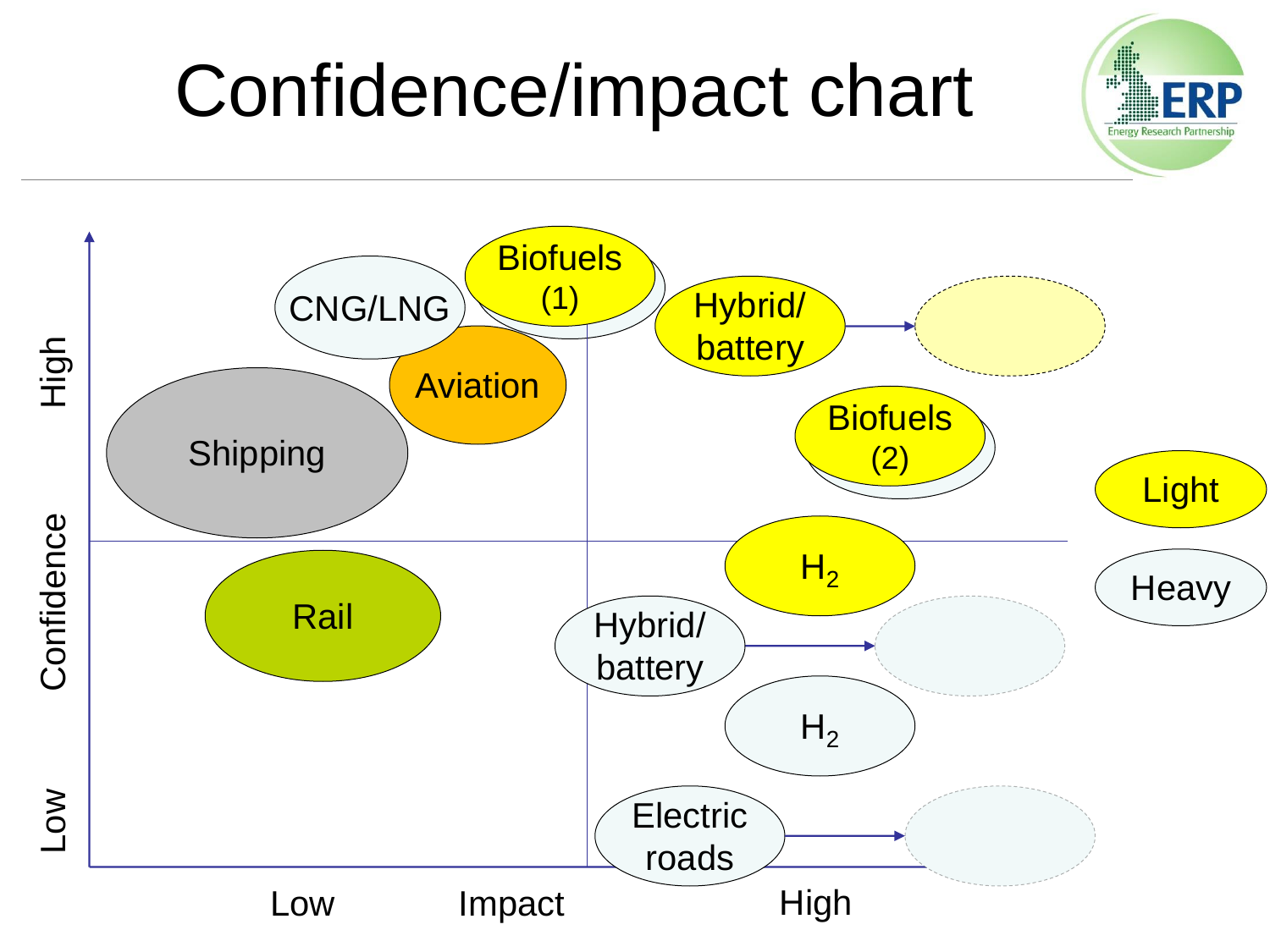# Confidence/impact chart

High

Confidence

Low

Low

Impact

High

CNG/LNG

Biofuels (1)

Hybrid/ battery

Aviation

Shipping

Biofuels (2)

Light

Heavy

$H_2$

Rail

Hybrid/ battery

$H_2$

Electric roads